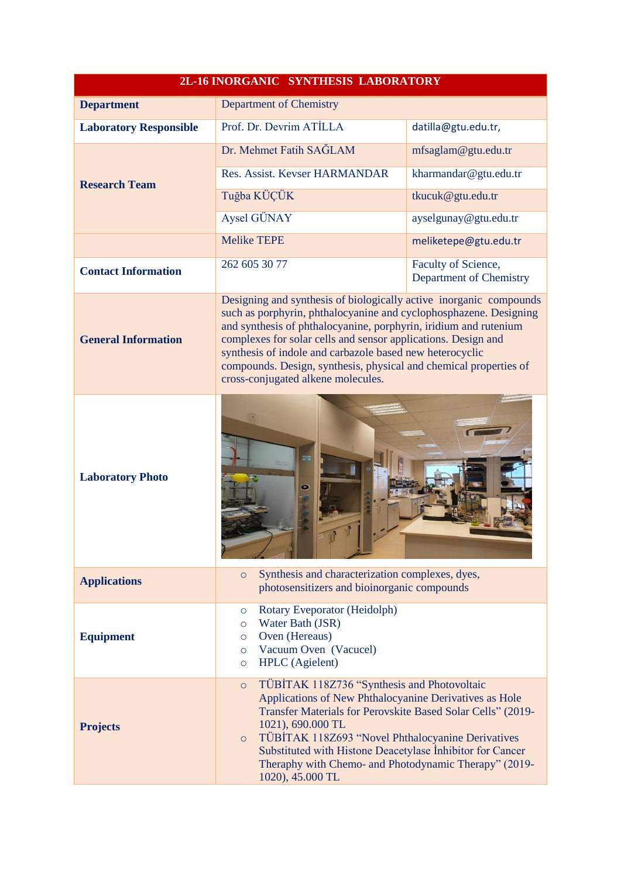| 2L-16 INORGANIC SYNTHESIS LABORATORY | | |
|---|---|---|
| **Department** | Department of Chemistry | |
| **Laboratory Responsible** | Prof. Dr. Devrim ATİLLA | datilla@gtu.edu.tr, |
| **Research Team** | Dr. Mehmet Fatih SAĞLAM | mfsaglam@gtu.edu.tr |
| | Res. Assist. Kevser HARMANDAR | kharmandar@gtu.edu.tr |
| | Tuğba KÜÇÜK | tkucuk@gtu.edu.tr |
| | Aysel GÜNAY | ayselgunay@gtu.edu.tr |
| | Melike TEPE | meliketepe@gtu.edu.tr |
| **Contact Information** | 262 605 30 77 | Faculty of Science, Department of Chemistry |
| **General Information** | Designing and synthesis of biologically active inorganic compounds such as porphyrin, phthalocyanine and cyclophosphazene. Designing and synthesis of phthalocyanine, porphyrin, iridium and rutenium complexes for solar cells and sensor applications. Design and synthesis of indole and carbazole based new heterocyclic compounds. Design, synthesis, physical and chemical properties of cross-conjugated alkene molecules. | |
| **Laboratory Photo** | | |
| **Applications** | ○ Synthesis and characterization complexes, dyes, photosensitizers and bioinorganic compounds | |
| **Equipment** | ○ Rotary Evaporator (Heidolph)<br>○ Water Bath (JSR)<br>○ Oven (Hereaus)<br>○ Vacuum Oven (Vacucel)<br>○ HPLC (Agielent) | |
| **Projects** | ○ TÜBİTAK 118Z736 "Synthesis and Photovoltaic Applications of New Phthalocyanine Derivatives as Hole Transfer Materials for Perovskite Based Solar Cells" (2019-1021), 690.000 TL<br>○ TÜBİTAK 118Z693 "Novel Phthalocyanine Derivatives Substituted with Histone Deacetylase İnhibitor for Cancer Theraphy with Chemo- and Photodynamic Therapy" (2019-1020), 45.000 TL | |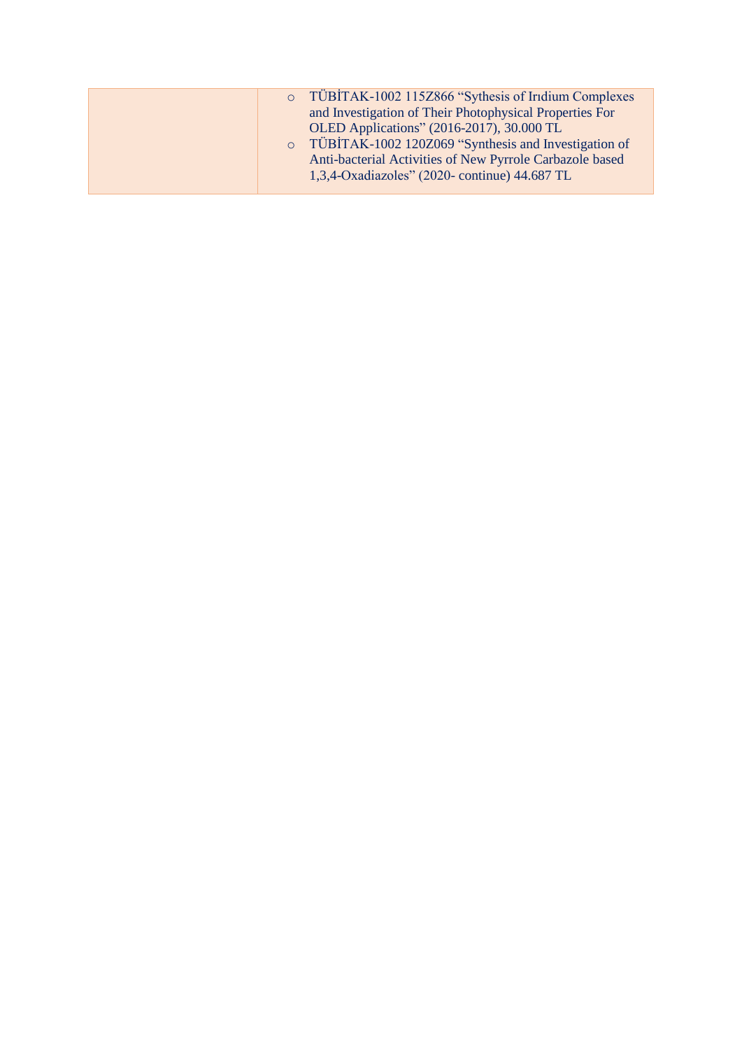| | |
|---|---|
| | - TÜBİTAK-1002 115Z866 “Sythesis of Irıdium Complexes and Investigation of Their Photophysical Properties For OLED Applications” (2016-2017), 30.000 TL<br>- TÜBİTAK-1002 120Z069 “Synthesis and Investigation of Anti-bacterial Activities of New Pyrrole Carbazole based 1,3,4-Oxadiazoles” (2020- continue) 44.687 TL |